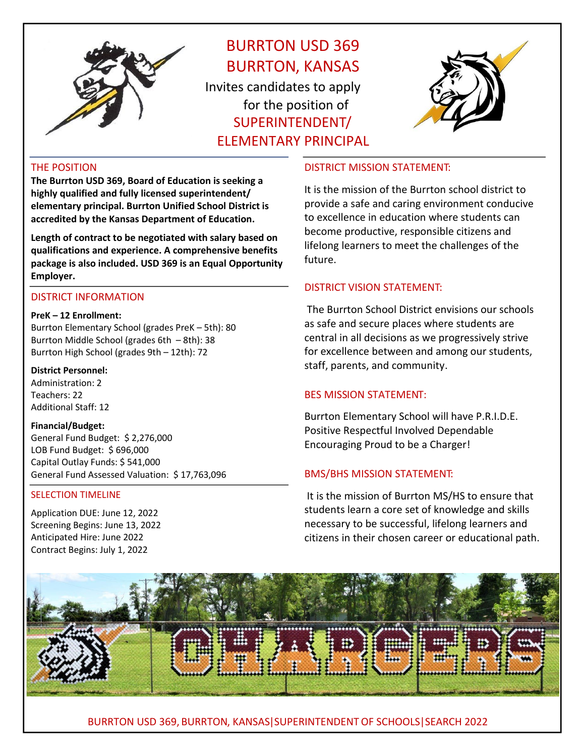# BURRTON USD 369
# BURRTON, KANSAS

Invites candidates to apply for the position of

## SUPERINTENDENT/ ELEMENTARY PRINCIPAL

### THE POSITION

**The Burrton USD 369, Board of Education is seeking a highly qualified and fully licensed superintendent/ elementary principal. Burrton Unified School District is accredited by the Kansas Department of Education.**

**Length of contract to be negotiated with salary based on qualifications and experience. A comprehensive benefits package is also included. USD 369 is an Equal Opportunity Employer.**

### DISTRICT INFORMATION

**PreK – 12 Enrollment:**
Burrton Elementary School (grades PreK – 5th): 80
Burrton Middle School (grades 6th – 8th): 38
Burrton High School (grades 9th – 12th): 72

**District Personnel:**
Administration: 2
Teachers: 22
Additional Staff: 12

**Financial/Budget:**
General Fund Budget: $ 2,276,000
LOB Fund Budget: $ 696,000
Capital Outlay Funds: $ 541,000
General Fund Assessed Valuation: $ 17,763,096

### SELECTION TIMELINE

Application DUE: June 12, 2022
Screening Begins: June 13, 2022
Anticipated Hire: June 2022
Contract Begins: July 1, 2022

### DISTRICT MISSION STATEMENT:

It is the mission of the Burrton school district to provide a safe and caring environment conducive to excellence in education where students can become productive, responsible citizens and lifelong learners to meet the challenges of the future.

### DISTRICT VISION STATEMENT:

The Burrton School District envisions our schools as safe and secure places where students are central in all decisions as we progressively strive for excellence between and among our students, staff, parents, and community.

### BES MISSION STATEMENT:

Burrton Elementary School will have P.R.I.D.E.
Positive Respectful Involved Dependable
Encouraging Proud to be a Charger!

### BMS/BHS MISSION STATEMENT:

It is the mission of Burrton MS/HS to ensure that students learn a core set of knowledge and skills necessary to be successful, lifelong learners and citizens in their chosen career or educational path.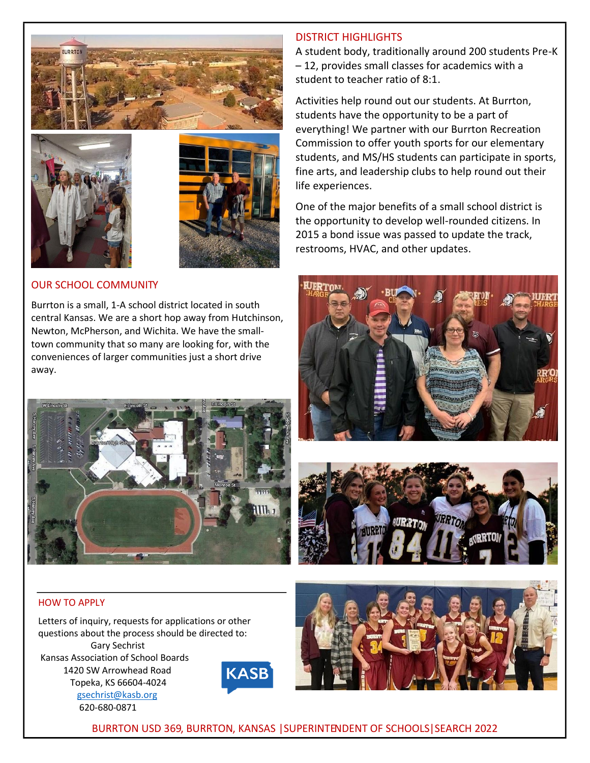## DISTRICT HIGHLIGHTS

A student body, traditionally around 200 students Pre-K – 12, provides small classes for academics with a student to teacher ratio of 8:1.

Activities help round out our students. At Burrton, students have the opportunity to be a part of everything! We partner with our Burrton Recreation Commission to offer youth sports for our elementary students, and MS/HS students can participate in sports, fine arts, and leadership clubs to help round out their life experiences.

One of the major benefits of a small school district is the opportunity to develop well-rounded citizens. In 2015 a bond issue was passed to update the track, restrooms, HVAC, and other updates.

## OUR SCHOOL COMMUNITY

Burrton is a small, 1-A school district located in south central Kansas. We are a short hop away from Hutchinson, Newton, McPherson, and Wichita. We have the small-town community that so many are looking for, with the conveniences of larger communities just a short drive away.

## HOW TO APPLY

Letters of inquiry, requests for applications or other questions about the process should be directed to:

Gary Sechrist
Kansas Association of School Boards
1420 SW Arrowhead Road
Topeka, KS 66604-4024
gsechrist@kasb.org
620-680-0871

BURRTON USD 369, BURRTON, KANSAS | SUPERINTENDENT OF SCHOOLS | SEARCH 2022